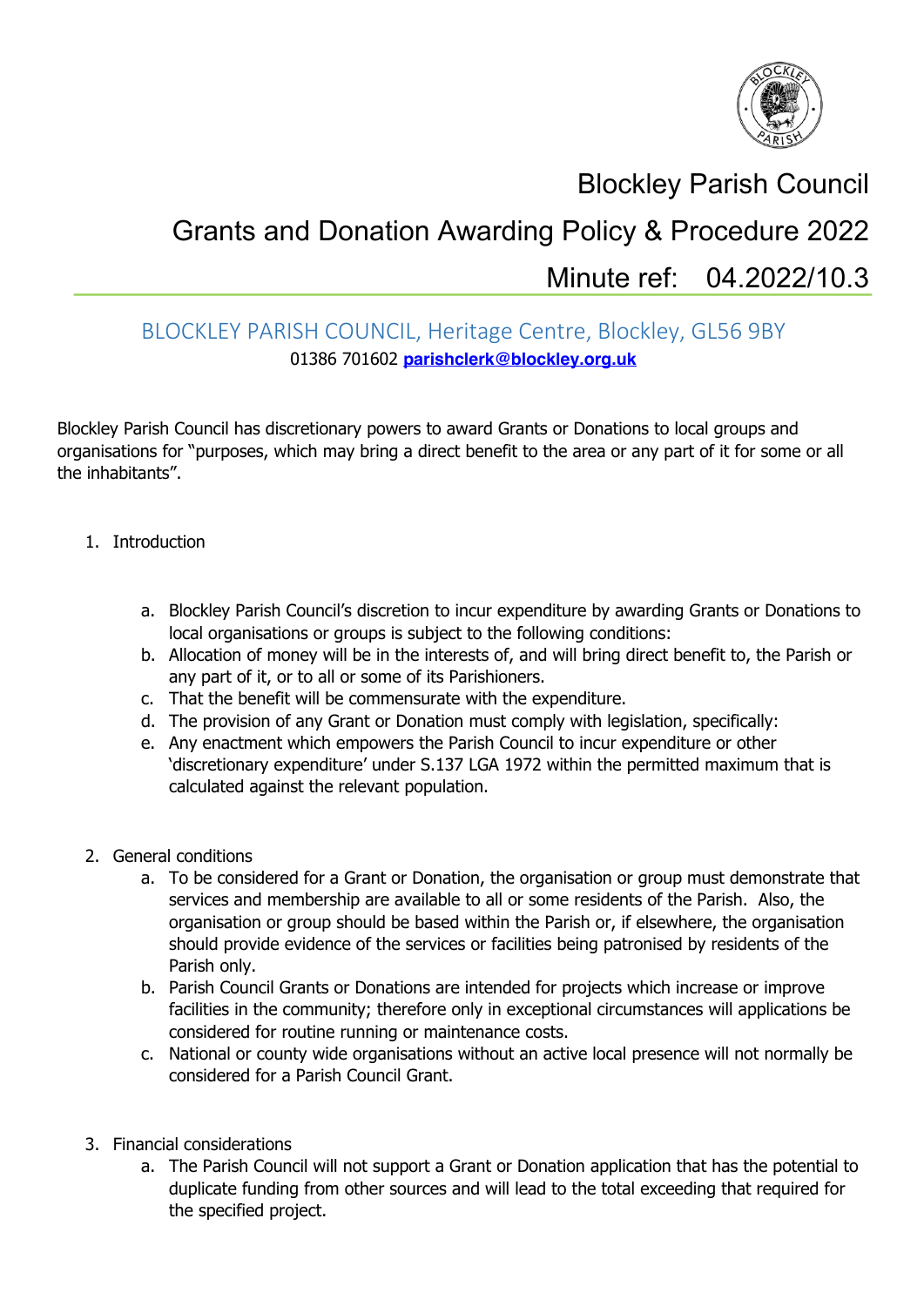# Blockley Parish Council

## Grants and Donation Awarding Policy & Procedure 2022

## Minute ref: 04.2022/10.3

BLOCKLEY PARISH COUNCIL, Heritage Centre, Blockley, GL56 9BY

01386 701602 **parishclerk@blockley.org.uk**

Blockley Parish Council has discretionary powers to award Grants or Donations to local groups and organisations for "purposes, which may bring a direct benefit to the area or any part of it for some or all the inhabitants".

1. Introduction

    a. Blockley Parish Council's discretion to incur expenditure by awarding Grants or Donations to local organisations or groups is subject to the following conditions:
    b. Allocation of money will be in the interests of, and will bring direct benefit to, the Parish or any part of it, or to all or some of its Parishioners.
    c. That the benefit will be commensurate with the expenditure.
    d. The provision of any Grant or Donation must comply with legislation, specifically:
    e. Any enactment which empowers the Parish Council to incur expenditure or other 'discretionary expenditure' under S.137 LGA 1972 within the permitted maximum that is calculated against the relevant population.

2. General conditions
    a. To be considered for a Grant or Donation, the organisation or group must demonstrate that services and membership are available to all or some residents of the Parish. Also, the organisation or group should be based within the Parish or, if elsewhere, the organisation should provide evidence of the services or facilities being patronised by residents of the Parish only.
    b. Parish Council Grants or Donations are intended for projects which increase or improve facilities in the community; therefore only in exceptional circumstances will applications be considered for routine running or maintenance costs.
    c. National or county wide organisations without an active local presence will not normally be considered for a Parish Council Grant.

3. Financial considerations
    a. The Parish Council will not support a Grant or Donation application that has the potential to duplicate funding from other sources and will lead to the total exceeding that required for the specified project.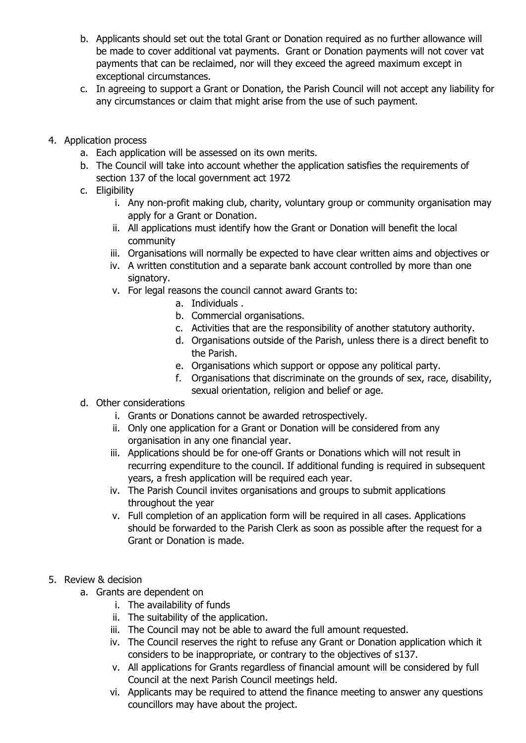b. Applicants should set out the total Grant or Donation required as no further allowance will be made to cover additional vat payments. Grant or Donation payments will not cover vat payments that can be reclaimed, nor will they exceed the agreed maximum except in exceptional circumstances.
   c. In agreeing to support a Grant or Donation, the Parish Council will not accept any liability for any circumstances or claim that might arise from the use of such payment.

4. Application process
   a. Each application will be assessed on its own merits.
   b. The Council will take into account whether the application satisfies the requirements of section 137 of the local government act 1972
   c. Eligibility
      i. Any non-profit making club, charity, voluntary group or community organisation may apply for a Grant or Donation.
      ii. All applications must identify how the Grant or Donation will benefit the local community
      iii. Organisations will normally be expected to have clear written aims and objectives or
      iv. A written constitution and a separate bank account controlled by more than one signatory.
      v. For legal reasons the council cannot award Grants to:
         a. Individuals .
         b. Commercial organisations.
         c. Activities that are the responsibility of another statutory authority.
         d. Organisations outside of the Parish, unless there is a direct benefit to the Parish.
         e. Organisations which support or oppose any political party.
         f. Organisations that discriminate on the grounds of sex, race, disability, sexual orientation, religion and belief or age.
   d. Other considerations
      i. Grants or Donations cannot be awarded retrospectively.
      ii. Only one application for a Grant or Donation will be considered from any organisation in any one financial year.
      iii. Applications should be for one-off Grants or Donations which will not result in recurring expenditure to the council. If additional funding is required in subsequent years, a fresh application will be required each year.
      iv. The Parish Council invites organisations and groups to submit applications throughout the year
      v. Full completion of an application form will be required in all cases. Applications should be forwarded to the Parish Clerk as soon as possible after the request for a Grant or Donation is made.

5. Review & decision
   a. Grants are dependent on
      i. The availability of funds
      ii. The suitability of the application.
      iii. The Council may not be able to award the full amount requested.
      iv. The Council reserves the right to refuse any Grant or Donation application which it considers to be inappropriate, or contrary to the objectives of s137.
      v. All applications for Grants regardless of financial amount will be considered by full Council at the next Parish Council meetings held.
      vi. Applicants may be required to attend the finance meeting to answer any questions councillors may have about the project.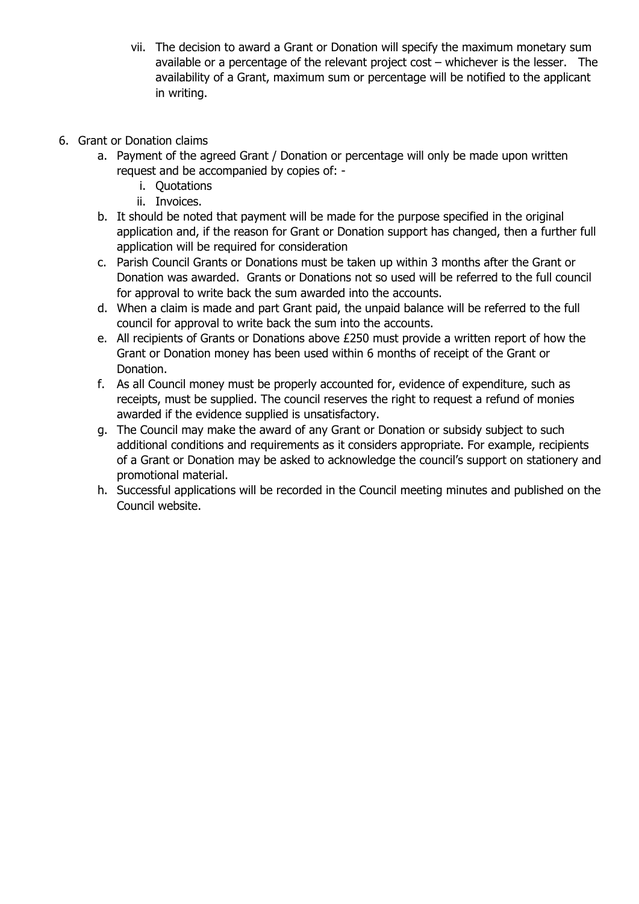vii. The decision to award a Grant or Donation will specify the maximum monetary sum available or a percentage of the relevant project cost – whichever is the lesser. The availability of a Grant, maximum sum or percentage will be notified to the applicant in writing.

6. Grant or Donation claims
   a. Payment of the agreed Grant / Donation or percentage will only be made upon written request and be accompanied by copies of: -
      i. Quotations
      ii. Invoices.
   b. It should be noted that payment will be made for the purpose specified in the original application and, if the reason for Grant or Donation support has changed, then a further full application will be required for consideration
   c. Parish Council Grants or Donations must be taken up within 3 months after the Grant or Donation was awarded. Grants or Donations not so used will be referred to the full council for approval to write back the sum awarded into the accounts.
   d. When a claim is made and part Grant paid, the unpaid balance will be referred to the full council for approval to write back the sum into the accounts.
   e. All recipients of Grants or Donations above £250 must provide a written report of how the Grant or Donation money has been used within 6 months of receipt of the Grant or Donation.
   f. As all Council money must be properly accounted for, evidence of expenditure, such as receipts, must be supplied. The council reserves the right to request a refund of monies awarded if the evidence supplied is unsatisfactory.
   g. The Council may make the award of any Grant or Donation or subsidy subject to such additional conditions and requirements as it considers appropriate. For example, recipients of a Grant or Donation may be asked to acknowledge the council's support on stationery and promotional material.
   h. Successful applications will be recorded in the Council meeting minutes and published on the Council website.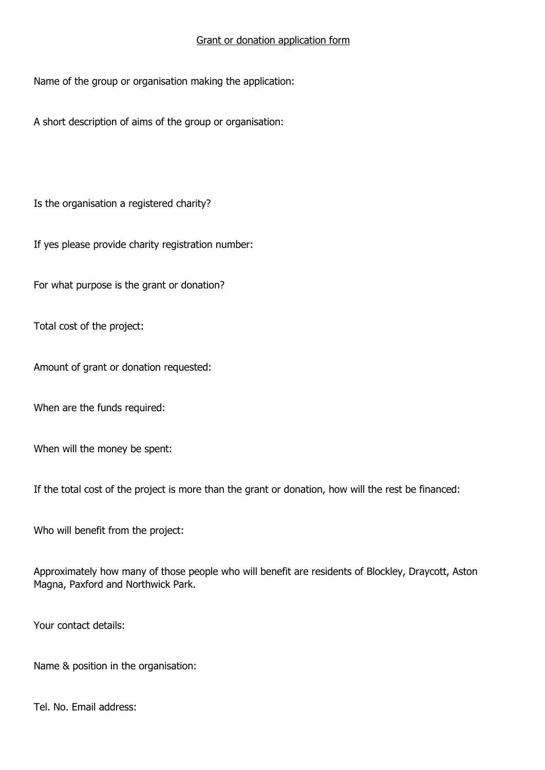# Grant or donation application form

Name of the group or organisation making the application:

A short description of aims of the group or organisation:

Is the organisation a registered charity?

If yes please provide charity registration number:

For what purpose is the grant or donation?

Total cost of the project:

Amount of grant or donation requested:

When are the funds required:

When will the money be spent:

If the total cost of the project is more than the grant or donation, how will the rest be financed:

Who will benefit from the project:

Approximately how many of those people who will benefit are residents of Blockley, Draycott, Aston Magna, Paxford and Northwick Park.

Your contact details:

Name & position in the organisation:

Tel. No. Email address: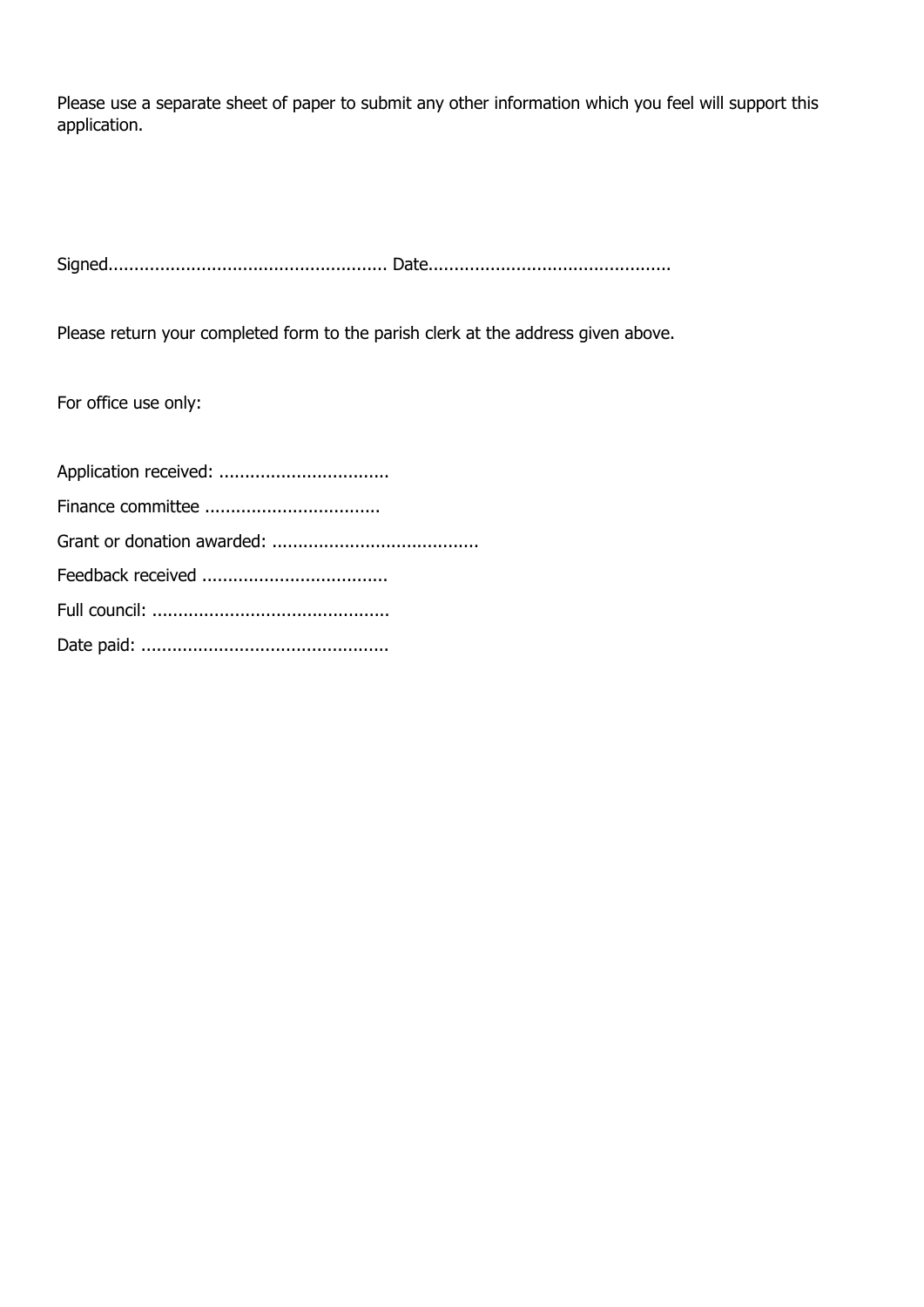Please use a separate sheet of paper to submit any other information which you feel will support this application.

Signed...................................................... Date..............................................

Please return your completed form to the parish clerk at the address given above.

For office use only:

Application received: .................................

Finance committee ..................................

Grant or donation awarded: ........................................

Feedback received ....................................

Full council: ..............................................

Date paid: ................................................